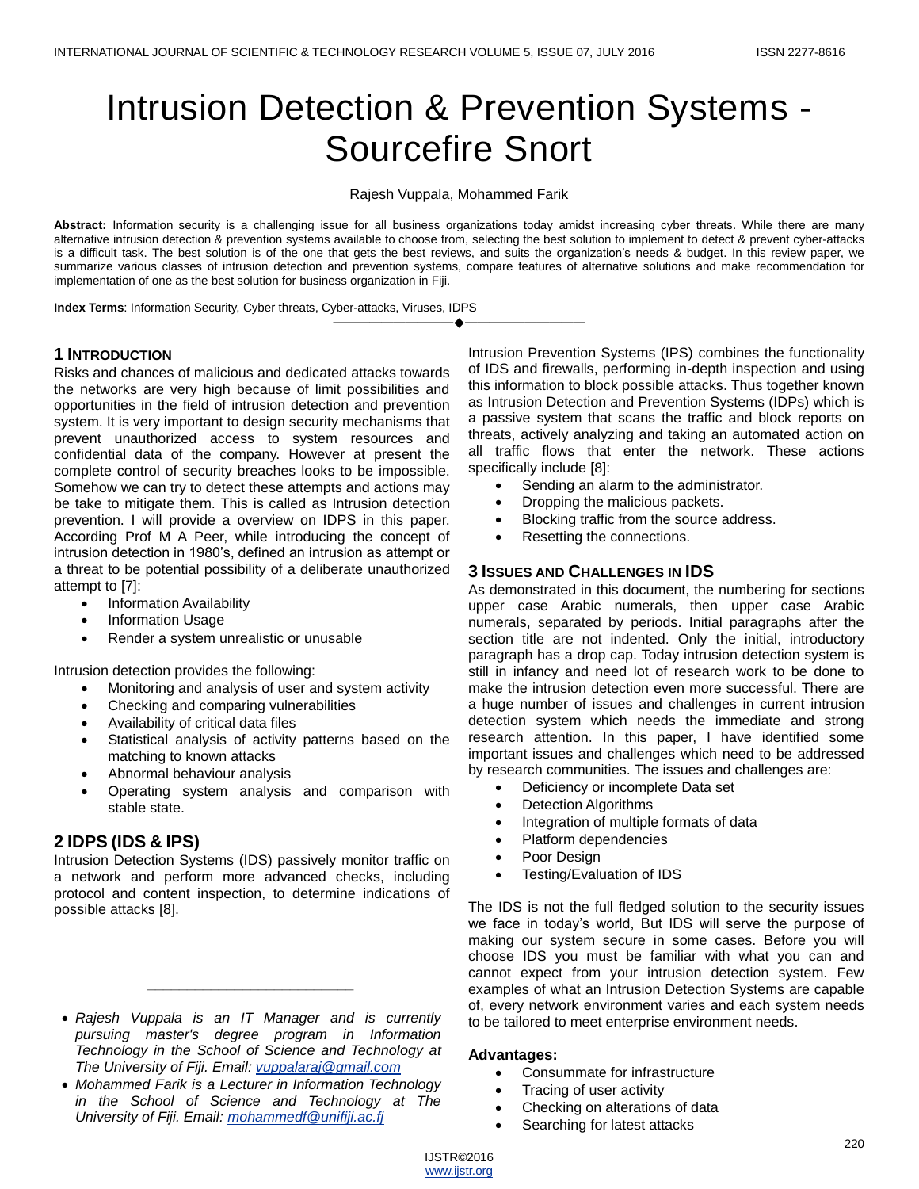# Intrusion Detection & Prevention Systems - Sourcefire Snort

Rajesh Vuppala, Mohammed Farik

**Abstract:** Information security is a challenging issue for all business organizations today amidst increasing cyber threats. While there are many alternative intrusion detection & prevention systems available to choose from, selecting the best solution to implement to detect & prevent cyber-attacks is a difficult task. The best solution is of the one that gets the best reviews, and suits the organization's needs & budget. In this review paper, we summarize various classes of intrusion detection and prevention systems, compare features of alternative solutions and make recommendation for implementation of one as the best solution for business organization in Fiji.

**Index Terms**: Information Security, Cyber threats, Cyber-attacks, Viruses, IDPS

---

## 1 Introduction

Risks and chances of malicious and dedicated attacks towards the networks are very high because of limit possibilities and opportunities in the field of intrusion detection and prevention system. It is very important to design security mechanisms that prevent unauthorized access to system resources and confidential data of the company. However at present the complete control of security breaches looks to be impossible. Somehow we can try to detect these attempts and actions may be take to mitigate them. This is called as Intrusion detection prevention. I will provide a overview on IDPS in this paper. According Prof M A Peer, while introducing the concept of intrusion detection in 1980's, defined an intrusion as attempt or a threat to be potential possibility of a deliberate unauthorized attempt to [7]:

- Information Availability
- Information Usage
- Render a system unrealistic or unusable

Intrusion detection provides the following:

- Monitoring and analysis of user and system activity
- Checking and comparing vulnerabilities
- Availability of critical data files
- Statistical analysis of activity patterns based on the matching to known attacks
- Abnormal behaviour analysis
- Operating system analysis and comparison with stable state.

## 2 IDPS (IDS & IPS)

Intrusion Detection Systems (IDS) passively monitor traffic on a network and perform more advanced checks, including protocol and content inspection, to determine indications of possible attacks [8].

---

- *Rajesh Vuppala is an IT Manager and is currently pursuing master's degree program in Information Technology in the School of Science and Technology at The University of Fiji. Email: vuppalaraj@gmail.com*
- *Mohammed Farik is a Lecturer in Information Technology in the School of Science and Technology at The University of Fiji. Email: mohammedf@unifiji.ac.fj*

Intrusion Prevention Systems (IPS) combines the functionality of IDS and firewalls, performing in-depth inspection and using this information to block possible attacks. Thus together known as Intrusion Detection and Prevention Systems (IDPs) which is a passive system that scans the traffic and block reports on threats, actively analyzing and taking an automated action on all traffic flows that enter the network. These actions specifically include [8]:

- Sending an alarm to the administrator.
- Dropping the malicious packets.
- Blocking traffic from the source address.
- Resetting the connections.

## 3 Issues and Challenges in IDS

As demonstrated in this document, the numbering for sections upper case Arabic numerals, then upper case Arabic numerals, separated by periods. Initial paragraphs after the section title are not indented. Only the initial, introductory paragraph has a drop cap. Today intrusion detection system is still in infancy and need lot of research work to be done to make the intrusion detection even more successful. There are a huge number of issues and challenges in current intrusion detection system which needs the immediate and strong research attention. In this paper, I have identified some important issues and challenges which need to be addressed by research communities. The issues and challenges are:

- Deficiency or incomplete Data set
- Detection Algorithms
- Integration of multiple formats of data
- Platform dependencies
- Poor Design
- Testing/Evaluation of IDS

The IDS is not the full fledged solution to the security issues we face in today's world, But IDS will serve the purpose of making our system secure in some cases. Before you will choose IDS you must be familiar with what you can and cannot expect from your intrusion detection system. Few examples of what an Intrusion Detection Systems are capable of, every network environment varies and each system needs to be tailored to meet enterprise environment needs.

**Advantages:**

- Consummate for infrastructure
- Tracing of user activity
- Checking on alterations of data
- Searching for latest attacks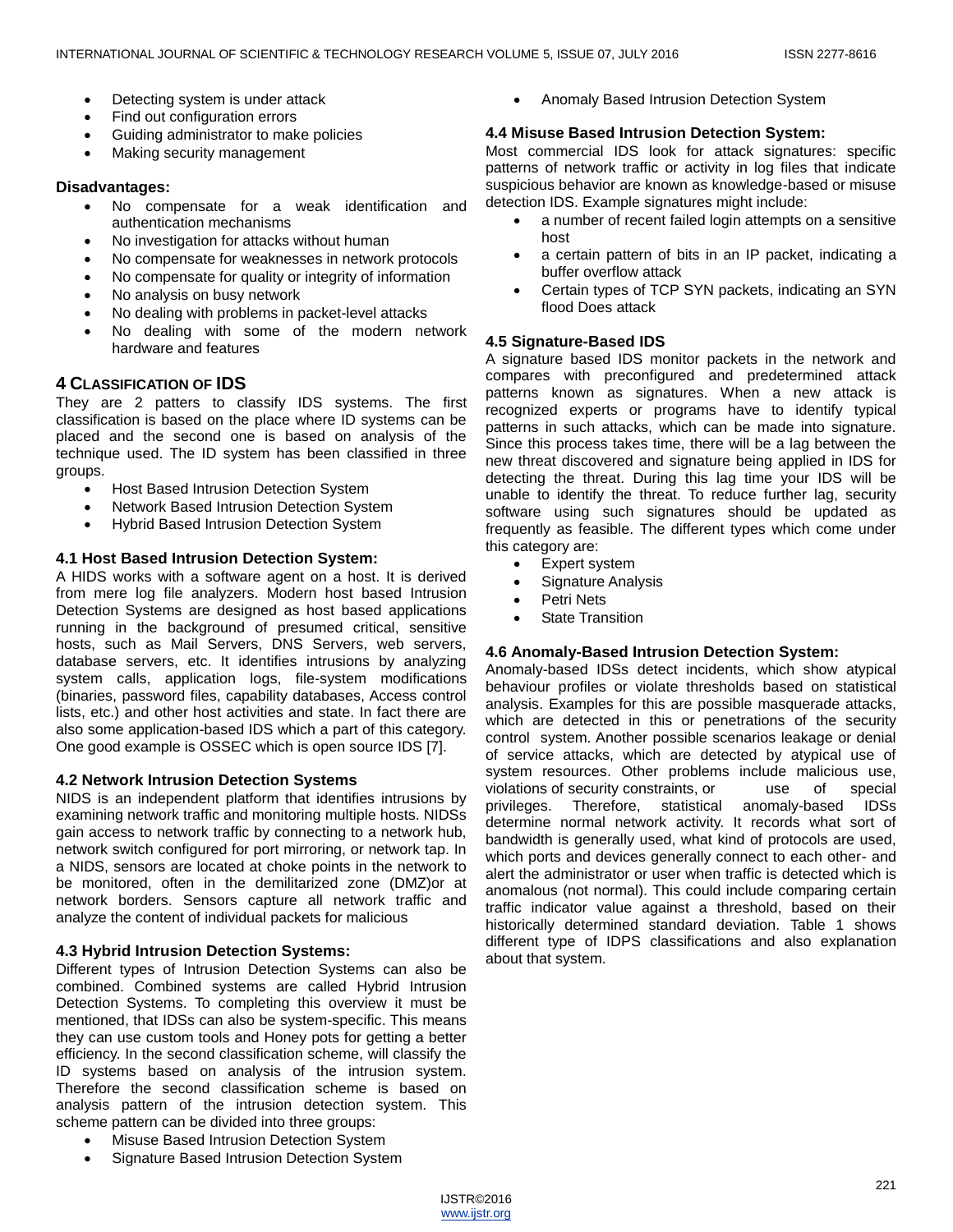- Detecting system is under attack
- Find out configuration errors
- Guiding administrator to make policies
- Making security management

**Disadvantages:**

- No compensate for a weak identification and authentication mechanisms
- No investigation for attacks without human
- No compensate for weaknesses in network protocols
- No compensate for quality or integrity of information
- No analysis on busy network
- No dealing with problems in packet-level attacks
- No dealing with some of the modern network hardware and features

## 4 Classification of IDS

They are 2 patters to classify IDS systems. The first classification is based on the place where ID systems can be placed and the second one is based on analysis of the technique used. The ID system has been classified in three groups.

- Host Based Intrusion Detection System
- Network Based Intrusion Detection System
- Hybrid Based Intrusion Detection System

### 4.1 Host Based Intrusion Detection System:

A HIDS works with a software agent on a host. It is derived from mere log file analyzers. Modern host based Intrusion Detection Systems are designed as host based applications running in the background of presumed critical, sensitive hosts, such as Mail Servers, DNS Servers, web servers, database servers, etc. It identifies intrusions by analyzing system calls, application logs, file-system modifications (binaries, password files, capability databases, Access control lists, etc.) and other host activities and state. In fact there are also some application-based IDS which a part of this category. One good example is OSSEC which is open source IDS [7].

### 4.2 Network Intrusion Detection Systems

NIDS is an independent platform that identifies intrusions by examining network traffic and monitoring multiple hosts. NIDSs gain access to network traffic by connecting to a network hub, network switch configured for port mirroring, or network tap. In a NIDS, sensors are located at choke points in the network to be monitored, often in the demilitarized zone (DMZ)or at network borders. Sensors capture all network traffic and analyze the content of individual packets for malicious

### 4.3 Hybrid Intrusion Detection Systems:

Different types of Intrusion Detection Systems can also be combined. Combined systems are called Hybrid Intrusion Detection Systems. To completing this overview it must be mentioned, that IDSs can also be system-specific. This means they can use custom tools and Honey pots for getting a better efficiency. In the second classification scheme, will classify the ID systems based on analysis of the intrusion system. Therefore the second classification scheme is based on analysis pattern of the intrusion detection system. This scheme pattern can be divided into three groups:

- Misuse Based Intrusion Detection System
- Signature Based Intrusion Detection System
- Anomaly Based Intrusion Detection System

### 4.4 Misuse Based Intrusion Detection System:

Most commercial IDS look for attack signatures: specific patterns of network traffic or activity in log files that indicate suspicious behavior are known as knowledge-based or misuse detection IDS. Example signatures might include:

- a number of recent failed login attempts on a sensitive host
- a certain pattern of bits in an IP packet, indicating a buffer overflow attack
- Certain types of TCP SYN packets, indicating an SYN flood Does attack

### 4.5 Signature-Based IDS

A signature based IDS monitor packets in the network and compares with preconfigured and predetermined attack patterns known as signatures. When a new attack is recognized experts or programs have to identify typical patterns in such attacks, which can be made into signature. Since this process takes time, there will be a lag between the new threat discovered and signature being applied in IDS for detecting the threat. During this lag time your IDS will be unable to identify the threat. To reduce further lag, security software using such signatures should be updated as frequently as feasible. The different types which come under this category are:

- Expert system
- Signature Analysis
- Petri Nets
- State Transition

### 4.6 Anomaly-Based Intrusion Detection System:

Anomaly-based IDSs detect incidents, which show atypical behaviour profiles or violate thresholds based on statistical analysis. Examples for this are possible masquerade attacks, which are detected in this or penetrations of the security control system. Another possible scenarios leakage or denial of service attacks, which are detected by atypical use of system resources. Other problems include malicious use, violations of security constraints, or use of special privileges. Therefore, statistical anomaly-based IDSs determine normal network activity. It records what sort of bandwidth is generally used, what kind of protocols are used, which ports and devices generally connect to each other- and alert the administrator or user when traffic is detected which is anomalous (not normal). This could include comparing certain traffic indicator value against a threshold, based on their historically determined standard deviation. Table 1 shows different type of IDPS classifications and also explanation about that system.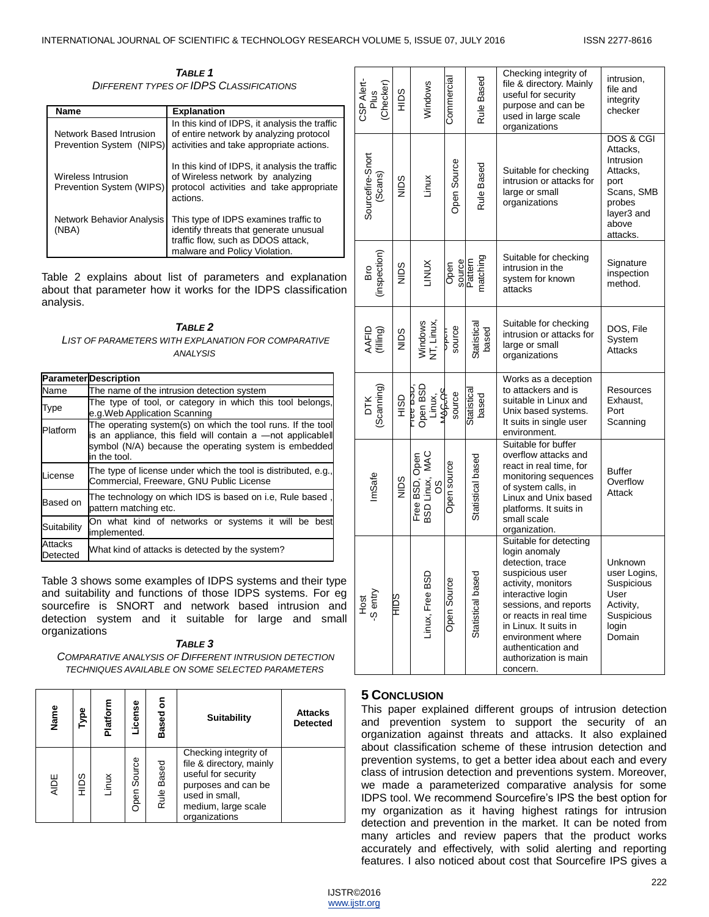*TABLE 1*
*DIFFERENT TYPES OF IDPS CLASSIFICATIONS*

| Name | Explanation |
|---|---|
| Network Based Intrusion Prevention System (NIPS) | In this kind of IDPS, it analysis the traffic of entire network by analyzing protocol activities and take appropriate actions. |
| Wireless Intrusion Prevention System (WIPS) | In this kind of IDPS, it analysis the traffic of Wireless network by analyzing protocol activities and take appropriate actions. |
| Network Behavior Analysis (NBA) | This type of IDPS examines traffic to identify threats that generate unusual traffic flow, such as DDOS attack, malware and Policy Violation. |

Table 2 explains about list of parameters and explanation about that parameter how it works for the IDPS classification analysis.

*TABLE 2*
*LIST OF PARAMETERS WITH EXPLANATION FOR COMPARATIVE ANALYSIS*

| Parameter | Description |
|---|---|
| Name | The name of the intrusion detection system |
| Type | The type of tool, or category in which this tool belongs, e.g.Web Application Scanning |
| Platform | The operating system(s) on which the tool runs. If the tool is an appliance, this field will contain a —not applicable‖ symbol (N/A) because the operating system is embedded in the tool. |
| License | The type of license under which the tool is distributed, e.g., Commercial, Freeware, GNU Public License |
| Based on | The technology on which IDS is based on i.e, Rule based , pattern matching etc. |
| Suitability | On what kind of networks or systems it will be best implemented. |
| Attacks Detected | What kind of attacks is detected by the system? |

Table 3 shows some examples of IDPS systems and their type and suitability and functions of those IDPS systems. For eg sourcefire is SNORT and network based intrusion and detection system and it suitable for large and small organizations

*TABLE 3*
*COMPARATIVE ANALYSIS OF DIFFERENT INTRUSION DETECTION TECHNIQUES AVAILABLE ON SOME SELECTED PARAMETERS*

| Name | Type | Platform | License | Based on | Suitability | Attacks Detected |
|---|---|---|---|---|---|---|
| AIDE | HIDS | Linux | Open Source | Rule Based | Checking integrity of file & directory, mainly useful for security purposes and can be used in small, medium, large scale organizations | |
| CSP Alert-Plus (Checker) | HIDS | Windows | Commercial | Rule Based | Checking integrity of file & directory. Mainly useful for security purpose and can be used in large scale organizations | intrusion, file and integrity checker |
| Sourcefire-Snort (Scans) | NIDS | Linux | Open Source | Rule Based | Suitable for checking intrusion or attacks for large or small organizations | DOS & CGI Attacks, Intrusion Attacks, port Scans, SMB probes layer3 and above attacks. |
| Bro (inspection) | NIDS | LINUX | Open source | Pattern matching | Suitable for checking intrusion in the system for known attacks | Signature inspection method. |
| AAFID (filling) | NIDS | Windows NT, Linux, | Open source | Statistical based | Suitable for checking intrusion or attacks for large or small organizations | DOS, File System Attacks |
| DTK (Scanning) | HISD | Free BSD, Open BSD Linux, MAC OS | Open source | Statistical based | Works as a deception to attackers and is suitable in Linux and Unix based systems. It suits in single user environment. | Resources Exhaust, Port Scanning |
| ImSafe | NIDS | Free BSD, Open BSD Linux, MAC OS | Open source | Statistical based | Suitable for buffer overflow attacks and react in real time, for monitoring sequences of system calls, in Linux and Unix based platforms. It suits in small scale organization. | Buffer Overflow Attack |
| Host -S entry | HIDS | Linux, Free BSD | Open Source | Statistical based | Suitable for detecting login anomaly detection, trace suspicious user activity, monitors interactive login sessions, and reports or reacts in real time in Linux. It suits in environment where authentication and authorization is main concern. | Unknown user Logins, Suspicious User Activity, Suspicious login Domain |

## 5 CONCLUSION

This paper explained different groups of intrusion detection and prevention system to support the security of an organization against threats and attacks. It also explained about classification scheme of these intrusion detection and prevention systems, to get a better idea about each and every class of intrusion detection and preventions system. Moreover, we made a parameterized comparative analysis for some IDPS tool. We recommend Sourcefire's IPS the best option for my organization as it having highest ratings for intrusion detection and prevention in the market. It can be noted from many articles and review papers that the product works accurately and effectively, with solid alerting and reporting features. I also noticed about cost that Sourcefire IPS gives a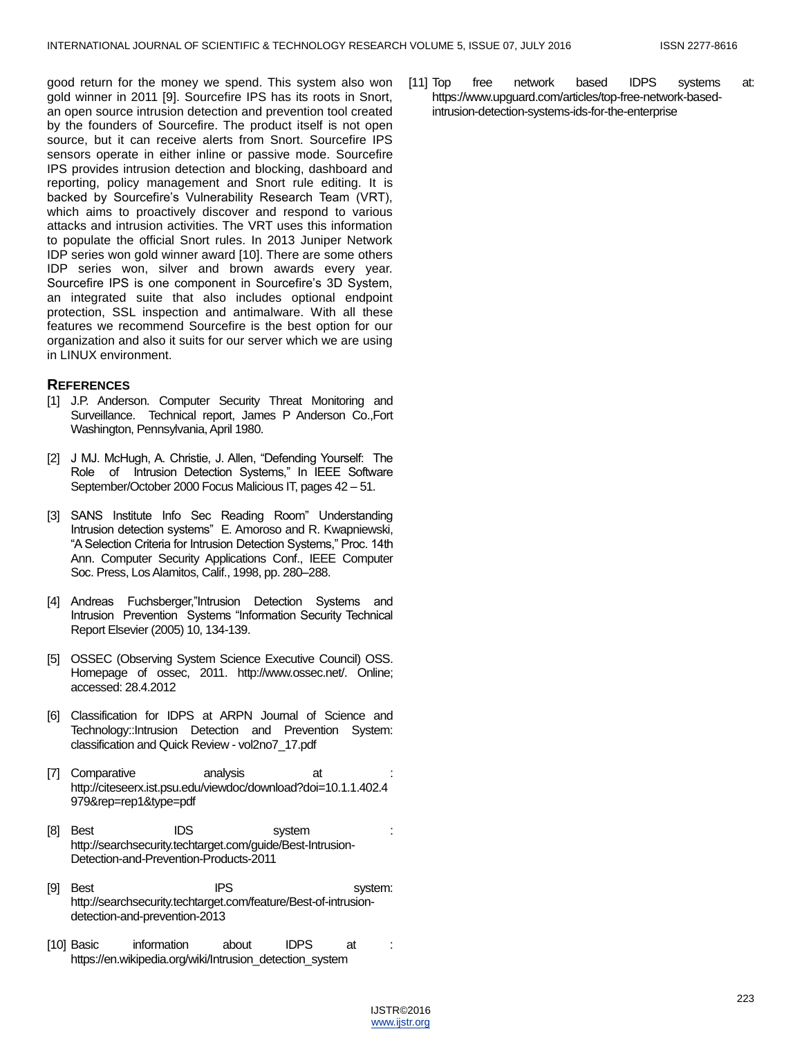good return for the money we spend. This system also won gold winner in 2011 [9]. Sourcefire IPS has its roots in Snort, an open source intrusion detection and prevention tool created by the founders of Sourcefire. The product itself is not open source, but it can receive alerts from Snort. Sourcefire IPS sensors operate in either inline or passive mode. Sourcefire IPS provides intrusion detection and blocking, dashboard and reporting, policy management and Snort rule editing. It is backed by Sourcefire's Vulnerability Research Team (VRT), which aims to proactively discover and respond to various attacks and intrusion activities. The VRT uses this information to populate the official Snort rules. In 2013 Juniper Network IDP series won gold winner award [10]. There are some others IDP series won, silver and brown awards every year. Sourcefire IPS is one component in Sourcefire's 3D System, an integrated suite that also includes optional endpoint protection, SSL inspection and antimalware. With all these features we recommend Sourcefire is the best option for our organization and also it suits for our server which we are using in LINUX environment.

## REFERENCES

[1] J.P. Anderson. Computer Security Threat Monitoring and Surveillance. Technical report, James P Anderson Co.,Fort Washington, Pennsylvania, April 1980.

[2] J MJ. McHugh, A. Christie, J. Allen, "Defending Yourself: The Role of Intrusion Detection Systems," In IEEE Software September/October 2000 Focus Malicious IT, pages 42 – 51.

[3] SANS Institute Info Sec Reading Room" Understanding Intrusion detection systems" E. Amoroso and R. Kwapniewski, "A Selection Criteria for Intrusion Detection Systems," Proc. 14th Ann. Computer Security Applications Conf., IEEE Computer Soc. Press, Los Alamitos, Calif., 1998, pp. 280–288.

[4] Andreas Fuchsberger,"Intrusion Detection Systems and Intrusion Prevention Systems "Information Security Technical Report Elsevier (2005) 10, 134-139.

[5] OSSEC (Observing System Science Executive Council) OSS. Homepage of ossec, 2011. http://www.ossec.net/. Online; accessed: 28.4.2012

[6] Classification for IDPS at ARPN Journal of Science and Technology::Intrusion Detection and Prevention System: classification and Quick Review - vol2no7_17.pdf

[7] Comparative analysis at : http://citeseerx.ist.psu.edu/viewdoc/download?doi=10.1.1.402.4979&rep=rep1&type=pdf

[8] Best IDS system : http://searchsecurity.techtarget.com/guide/Best-Intrusion-Detection-and-Prevention-Products-2011

[9] Best IPS system: http://searchsecurity.techtarget.com/feature/Best-of-intrusion-detection-and-prevention-2013

[10] Basic information about IDPS at : https://en.wikipedia.org/wiki/Intrusion_detection_system

[11] Top free network based IDPS systems at: https://www.upguard.com/articles/top-free-network-based-intrusion-detection-systems-ids-for-the-enterprise